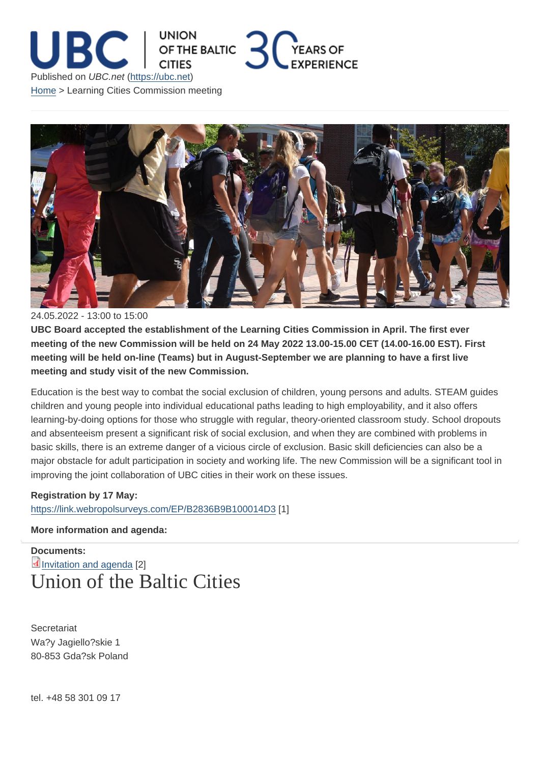UNION OF THE BALTIC CITIES 30 YEARS OF EXPERIENCE

Published on *UBC.net* (https://ubc.net)

Home > Learning Cities Commission meeting

24.05.2022 - 13:00 to 15:00

**UBC Board accepted the establishment of the Learning Cities Commission in April. The first ever meeting of the new Commission will be held on 24 May 2022 13.00-15.00 CET (14.00-16.00 EST). First meeting will be held on-line (Teams) but in August-September we are planning to have a first live meeting and study visit of the new Commission.**

Education is the best way to combat the social exclusion of children, young persons and adults. STEAM guides children and young people into individual educational paths leading to high employability, and it also offers learning-by-doing options for those who struggle with regular, theory-oriented classroom study. School dropouts and absenteeism present a significant risk of social exclusion, and when they are combined with problems in basic skills, there is an extreme danger of a vicious circle of exclusion. Basic skill deficiencies can also be a major obstacle for adult participation in society and working life. The new Commission will be a significant tool in improving the joint collaboration of UBC cities in their work on these issues.

**Registration by 17 May:**
https://link.webropolsurveys.com/EP/B2836B9B100014D3 [1]

**More information and agenda:**

**Documents:**
Invitation and agenda [2]

# Union of the Baltic Cities

Secretariat
Wa?y Jagiello?skie 1
80-853 Gda?sk Poland

tel. +48 58 301 09 17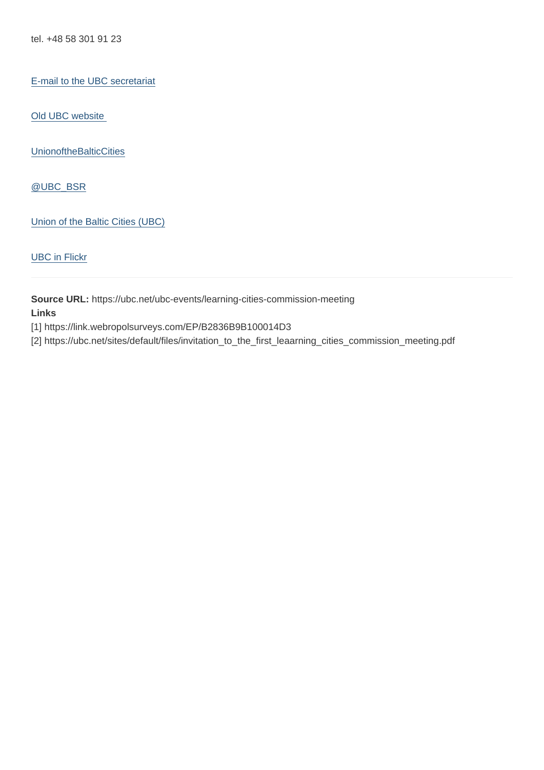tel. +48 58 301 91 23

E-mail to the UBC secretariat

Old UBC website

UnionoftheBalticCities

@UBC_BSR

Union of the Baltic Cities (UBC)

UBC in Flickr

---

**Source URL:** https://ubc.net/ubc-events/learning-cities-commission-meeting
**Links**
[1] https://link.webropolsurveys.com/EP/B2836B9B100014D3
[2] https://ubc.net/sites/default/files/invitation_to_the_first_leaarning_cities_commission_meeting.pdf